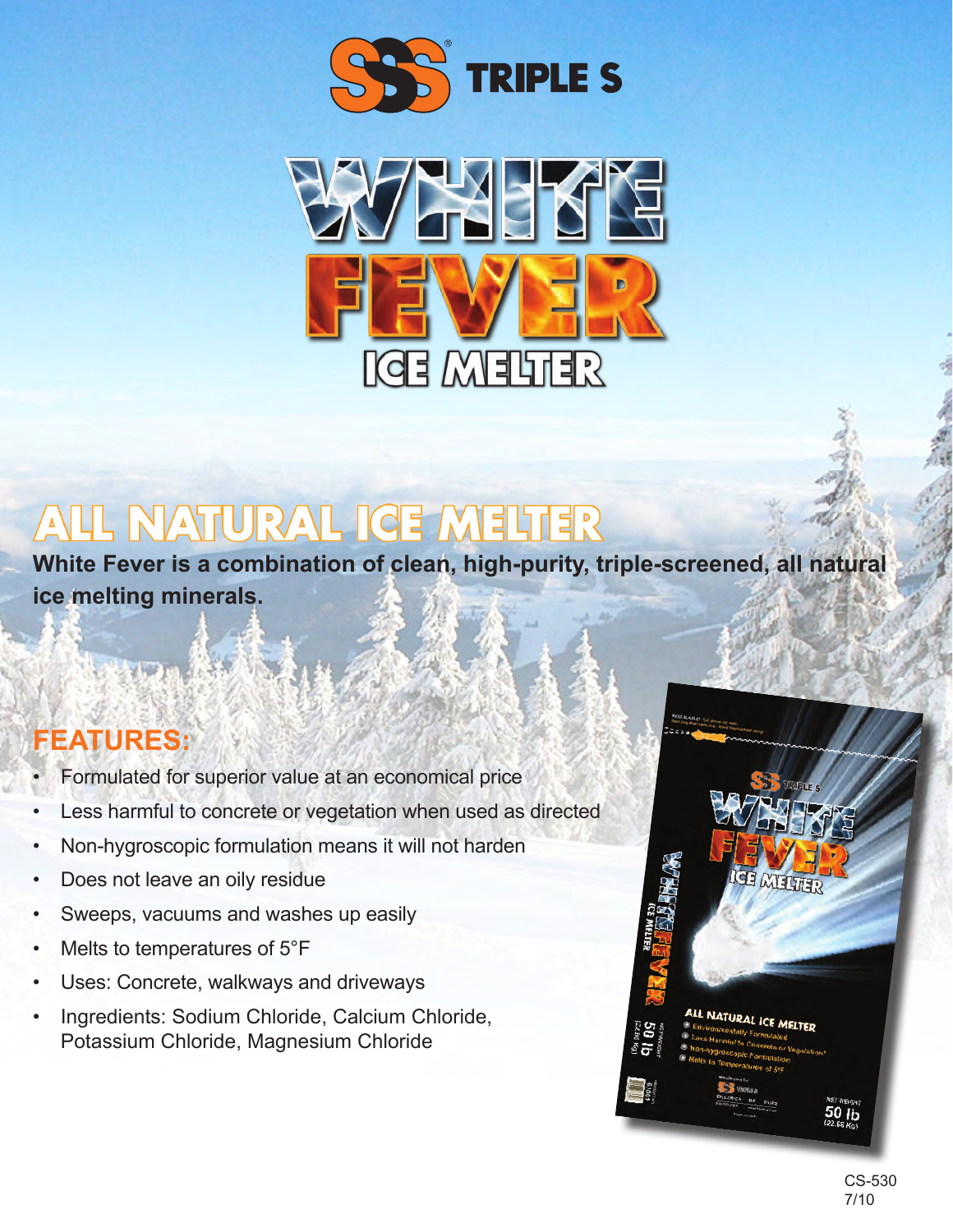TRIPLE S

# WHITE FEVER ICE MELTER

## ALL NATURAL ICE MELTER

**White Fever is a combination of clean, high-purity, triple-screened, all natural ice melting minerals.**

## FEATURES:

- Formulated for superior value at an economical price
- Less harmful to concrete or vegetation when used as directed
- Non-hygroscopic formulation means it will not harden
- Does not leave an oily residue
- Sweeps, vacuums and washes up easily
- Melts to temperatures of 5°F
- Uses: Concrete, walkways and driveways
- Ingredients: Sodium Chloride, Calcium Chloride, Potassium Chloride, Magnesium Chloride

CS-530
7/10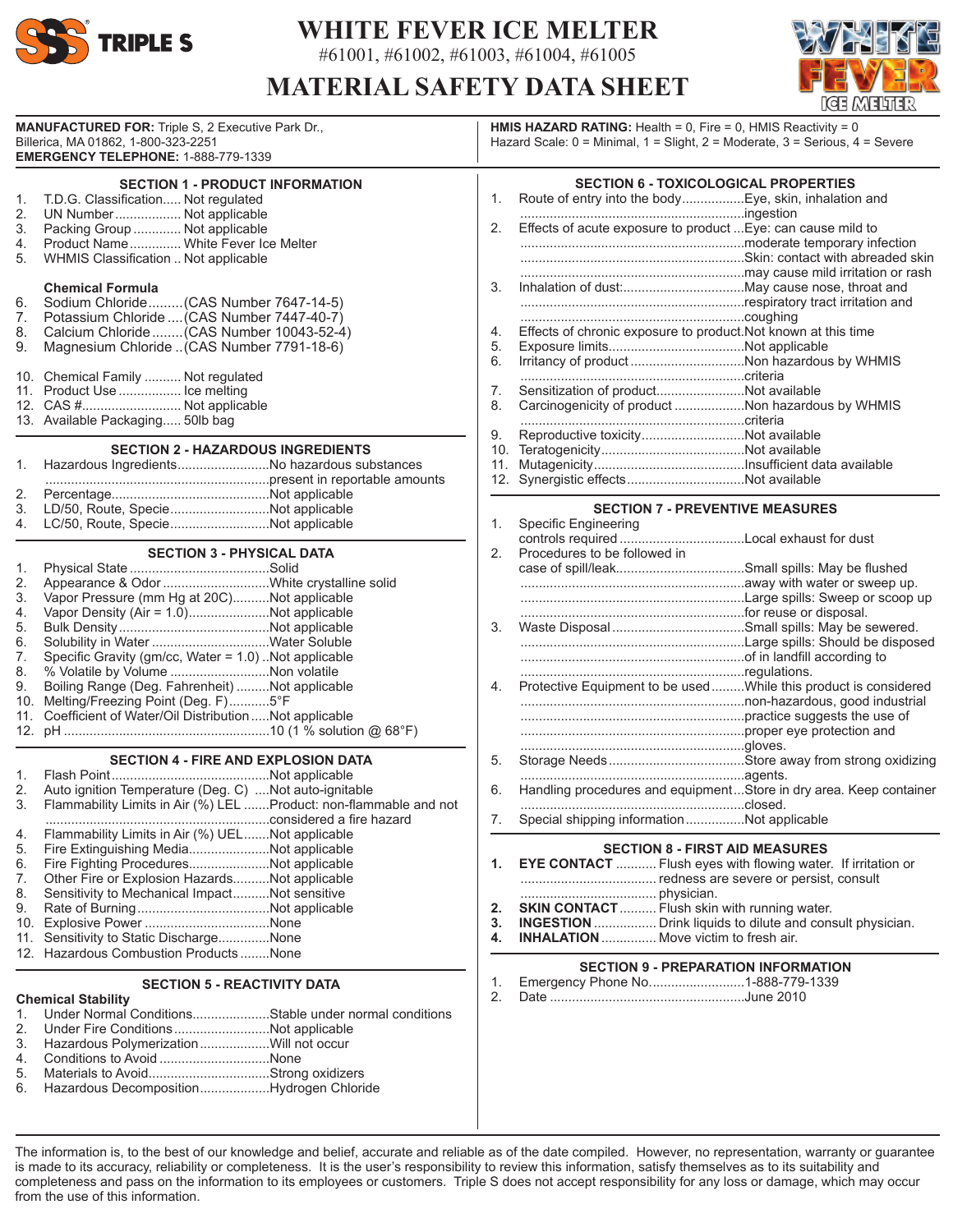# WHITE FEVER ICE MELTER

#61001, #61002, #61003, #61004, #61005

# MATERIAL SAFETY DATA SHEET

**MANUFACTURED FOR:** Triple S, 2 Executive Park Dr., Billerica, MA 01862, 1-800-323-2251
**EMERGENCY TELEPHONE:** 1-888-779-1339

**HMIS HAZARD RATING:** Health = 0, Fire = 0, HMIS Reactivity = 0
Hazard Scale: 0 = Minimal, 1 = Slight, 2 = Moderate, 3 = Serious, 4 = Severe

## SECTION 1 - PRODUCT INFORMATION

1. T.D.G. Classification..... Not regulated
2. UN Number.................. Not applicable
3. Packing Group ............. Not applicable
4. Product Name.............. White Fever Ice Melter
5. WHMIS Classification .. Not applicable

**Chemical Formula**

6. Sodium Chloride.........(CAS Number 7647-14-5)
7. Potassium Chloride ....(CAS Number 7447-40-7)
8. Calcium Chloride........(CAS Number 10043-52-4)
9. Magnesium Chloride ..(CAS Number 7791-18-6)

10. Chemical Family .......... Not regulated
11. Product Use ................. Ice melting
12. CAS #........................... Not applicable
13. Available Packaging..... 50lb bag

## SECTION 2 - HAZARDOUS INGREDIENTS

1. Hazardous Ingredients.........................No hazardous substances present in reportable amounts
2. Percentage...........................................Not applicable
3. LD/50, Route, Specie...........................Not applicable
4. LC/50, Route, Specie...........................Not applicable

## SECTION 3 - PHYSICAL DATA

1. Physical State ......................................Solid
2. Appearance & Odor .............................White crystalline solid
3. Vapor Pressure (mm Hg at 20C)..........Not applicable
4. Vapor Density (Air = 1.0)......................Not applicable
5. Bulk Density.........................................Not applicable
6. Solubility in Water ................................Water Soluble
7. Specific Gravity (gm/cc, Water = 1.0) ..Not applicable
8. % Volatile by Volume ...........................Non volatile
9. Boiling Range (Deg. Fahrenheit) .........Not applicable
10. Melting/Freezing Point (Deg. F)...........5°F
11. Coefficient of Water/Oil Distribution .....Not applicable
12. pH ........................................................10 (1 % solution @ 68°F)

## SECTION 4 - FIRE AND EXPLOSION DATA

1. Flash Point...........................................Not applicable
2. Auto ignition Temperature (Deg. C) ....Not auto-ignitable
3. Flammability Limits in Air (%) LEL .......Product: non-flammable and not considered a fire hazard
4. Flammability Limits in Air (%) UEL.......Not applicable
5. Fire Extinguishing Media......................Not applicable
6. Fire Fighting Procedures......................Not applicable
7. Other Fire or Explosion Hazards..........Not applicable
8. Sensitivity to Mechanical Impact..........Not sensitive
9. Rate of Burning....................................Not applicable
10. Explosive Power ..................................None
11. Sensitivity to Static Discharge..............None
12. Hazardous Combustion Products ........None

## SECTION 5 - REACTIVITY DATA

**Chemical Stability**

1. Under Normal Conditions.....................Stable under normal conditions
2. Under Fire Conditions..........................Not applicable
3. Hazardous Polymerization...................Will not occur
4. Conditions to Avoid .............................None
5. Materials to Avoid.................................Strong oxidizers
6. Hazardous Decomposition...................Hydrogen Chloride

## SECTION 6 - TOXICOLOGICAL PROPERTIES

1. Route of entry into the body.................Eye, skin, inhalation and ingestion
2. Effects of acute exposure to product ...Eye: can cause mild to moderate temporary infection. Skin: contact with abreded skin may cause mild irritation or rash
3. Inhalation of dust:.................................May cause nose, throat and respiratory tract irritation and coughing
4. Effects of chronic exposure to product.Not known at this time
5. Exposure limits.....................................Not applicable
6. Irritancy of product ...............................Non hazardous by WHMIS criteria
7. Sensitization of product........................Not available
8. Carcinogenicity of product ...................Non hazardous by WHMIS criteria
9. Reproductive toxicity............................Not available
10. Teratogenicity.......................................Not available
11. Mutagenicity.........................................Insufficient data available
12. Synergistic effects................................Not available

## SECTION 7 - PREVENTIVE MEASURES

1. Specific Engineering controls required ..................................Local exhaust for dust
2. Procedures to be followed in case of spill/leak...................................Small spills: May be flushed away with water or sweep up. Large spills: Sweep or scoop up for reuse or disposal.
3. Waste Disposal ....................................Small spills: May be sewered. Large spills: Should be disposed of in landfill according to regulations.
4. Protective Equipment to be used .........While this product is considered non-hazardous, good industrial practice suggests the use of proper eye protection and gloves.
5. Storage Needs .....................................Store away from strong oxidizing agents.
6. Handling procedures and equipment...Store in dry area. Keep container closed.
7. Special shipping information ................Not applicable

## SECTION 8 - FIRST AID MEASURES

1. **EYE CONTACT** ........... Flush eyes with flowing water. If irritation or redness are severe or persist, consult physician.
2. **SKIN CONTACT** .......... Flush skin with running water.
3. **INGESTION** ................. Drink liquids to dilute and consult physician.
4. **INHALATION** ............... Move victim to fresh air.

## SECTION 9 - PREPARATION INFORMATION

1. Emergency Phone No..........................1-888-779-1339
2. Date .....................................................June 2010

The information is, to the best of our knowledge and belief, accurate and reliable as of the date compiled. However, no representation, warranty or guarantee is made to its accuracy, reliability or completeness. It is the user's responsibility to review this information, satisfy themselves as to its suitability and completeness and pass on the information to its employees or customers. Triple S does not accept responsibility for any loss or damage, which may occur from the use of this information.